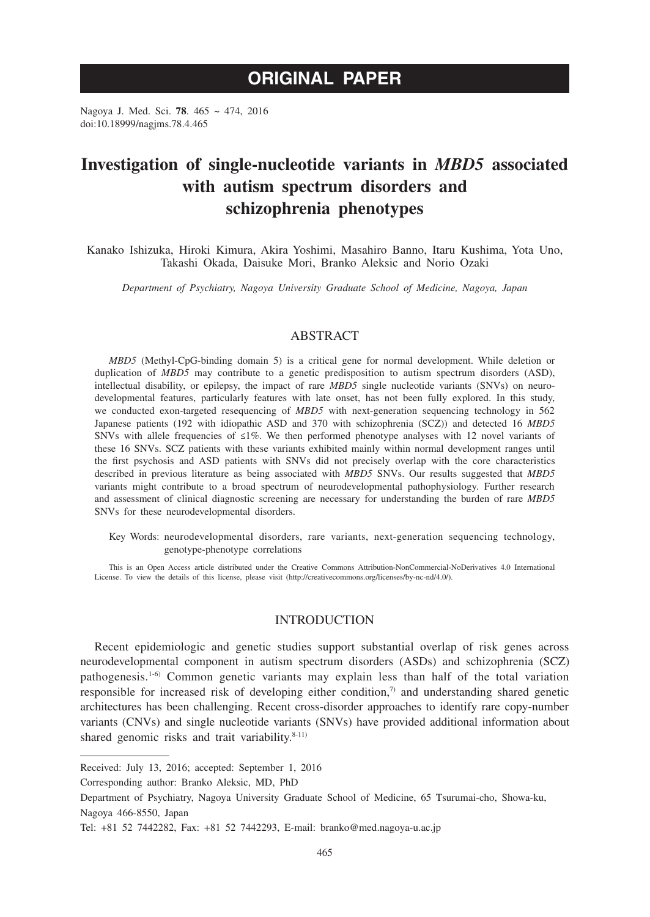# ORIGINAL PAPER

Nagoya J. Med. Sci. **78**. 465 ~ 474, 2016
doi:10.18999/nagjms.78.4.465

# Investigation of single-nucleotide variants in *MBD5* associated with autism spectrum disorders and schizophrenia phenotypes

Kanako Ishizuka, Hiroki Kimura, Akira Yoshimi, Masahiro Banno, Itaru Kushima, Yota Uno, Takashi Okada, Daisuke Mori, Branko Aleksic and Norio Ozaki

*Department of Psychiatry, Nagoya University Graduate School of Medicine, Nagoya, Japan*

## ABSTRACT

*MBD5* (Methyl-CpG-binding domain 5) is a critical gene for normal development. While deletion or duplication of *MBD5* may contribute to a genetic predisposition to autism spectrum disorders (ASD), intellectual disability, or epilepsy, the impact of rare *MBD5* single nucleotide variants (SNVs) on neurodevelopmental features, particularly features with late onset, has not been fully explored. In this study, we conducted exon-targeted resequencing of *MBD5* with next-generation sequencing technology in 562 Japanese patients (192 with idiopathic ASD and 370 with schizophrenia (SCZ)) and detected 16 *MBD5* SNVs with allele frequencies of ≤1%. We then performed phenotype analyses with 12 novel variants of these 16 SNVs. SCZ patients with these variants exhibited mainly within normal development ranges until the first psychosis and ASD patients with SNVs did not precisely overlap with the core characteristics described in previous literature as being associated with *MBD5* SNVs. Our results suggested that *MBD5* variants might contribute to a broad spectrum of neurodevelopmental pathophysiology. Further research and assessment of clinical diagnostic screening are necessary for understanding the burden of rare *MBD5* SNVs for these neurodevelopmental disorders.

Key Words: neurodevelopmental disorders, rare variants, next-generation sequencing technology, genotype-phenotype correlations

This is an Open Access article distributed under the Creative Commons Attribution-NonCommercial-NoDerivatives 4.0 International License. To view the details of this license, please visit (http://creativecommons.org/licenses/by-nc-nd/4.0/).

## INTRODUCTION

Recent epidemiologic and genetic studies support substantial overlap of risk genes across neurodevelopmental component in autism spectrum disorders (ASDs) and schizophrenia (SCZ) pathogenesis.[1-6] Common genetic variants may explain less than half of the total variation responsible for increased risk of developing either condition,[7] and understanding shared genetic architectures has been challenging. Recent cross-disorder approaches to identify rare copy-number variants (CNVs) and single nucleotide variants (SNVs) have provided additional information about shared genomic risks and trait variability.[8-11]

---

Received: July 13, 2016; accepted: September 1, 2016

Corresponding author: Branko Aleksic, MD, PhD

Department of Psychiatry, Nagoya University Graduate School of Medicine, 65 Tsurumai-cho, Showa-ku, Nagoya 466-8550, Japan

Tel: +81 52 7442282, Fax: +81 52 7442293, E-mail: branko@med.nagoya-u.ac.jp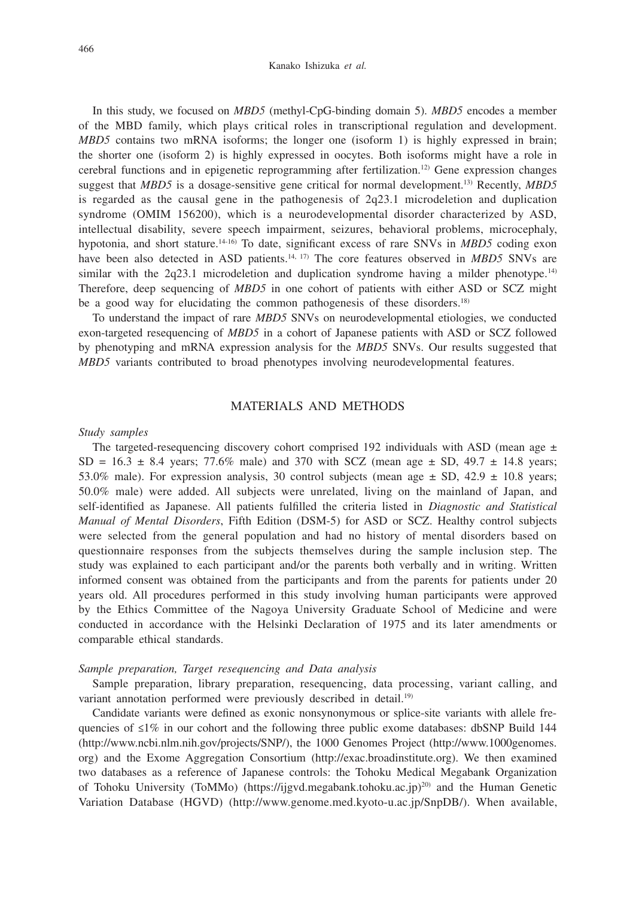In this study, we focused on *MBD5* (methyl-CpG-binding domain 5). *MBD5* encodes a member of the MBD family, which plays critical roles in transcriptional regulation and development. *MBD5* contains two mRNA isoforms; the longer one (isoform 1) is highly expressed in brain; the shorter one (isoform 2) is highly expressed in oocytes. Both isoforms might have a role in cerebral functions and in epigenetic reprogramming after fertilization.[12] Gene expression changes suggest that *MBD5* is a dosage-sensitive gene critical for normal development.[13] Recently, *MBD5* is regarded as the causal gene in the pathogenesis of 2q23.1 microdeletion and duplication syndrome (OMIM 156200), which is a neurodevelopmental disorder characterized by ASD, intellectual disability, severe speech impairment, seizures, behavioral problems, microcephaly, hypotonia, and short stature.[14-16] To date, significant excess of rare SNVs in *MBD5* coding exon have been also detected in ASD patients.[14, 17] The core features observed in *MBD5* SNVs are similar with the 2q23.1 microdeletion and duplication syndrome having a milder phenotype.[14] Therefore, deep sequencing of *MBD5* in one cohort of patients with either ASD or SCZ might be a good way for elucidating the common pathogenesis of these disorders.[18]

To understand the impact of rare *MBD5* SNVs on neurodevelopmental etiologies, we conducted exon-targeted resequencing of *MBD5* in a cohort of Japanese patients with ASD or SCZ followed by phenotyping and mRNA expression analysis for the *MBD5* SNVs. Our results suggested that *MBD5* variants contributed to broad phenotypes involving neurodevelopmental features.

## MATERIALS AND METHODS

### *Study samples*

The targeted-resequencing discovery cohort comprised 192 individuals with ASD (mean age ± SD = 16.3 ± 8.4 years; 77.6% male) and 370 with SCZ (mean age ± SD, 49.7 ± 14.8 years; 53.0% male). For expression analysis, 30 control subjects (mean age ± SD, 42.9 ± 10.8 years; 50.0% male) were added. All subjects were unrelated, living on the mainland of Japan, and self-identified as Japanese. All patients fulfilled the criteria listed in *Diagnostic and Statistical Manual of Mental Disorders*, Fifth Edition (DSM-5) for ASD or SCZ. Healthy control subjects were selected from the general population and had no history of mental disorders based on questionnaire responses from the subjects themselves during the sample inclusion step. The study was explained to each participant and/or the parents both verbally and in writing. Written informed consent was obtained from the participants and from the parents for patients under 20 years old. All procedures performed in this study involving human participants were approved by the Ethics Committee of the Nagoya University Graduate School of Medicine and were conducted in accordance with the Helsinki Declaration of 1975 and its later amendments or comparable ethical standards.

### *Sample preparation, Target resequencing and Data analysis*

Sample preparation, library preparation, resequencing, data processing, variant calling, and variant annotation performed were previously described in detail.[19]

Candidate variants were defined as exonic nonsynonymous or splice-site variants with allele frequencies of ≤1% in our cohort and the following three public exome databases: dbSNP Build 144 (http://www.ncbi.nlm.nih.gov/projects/SNP/), the 1000 Genomes Project (http://www.1000genomes.org) and the Exome Aggregation Consortium (http://exac.broadinstitute.org). We then examined two databases as a reference of Japanese controls: the Tohoku Medical Megabank Organization of Tohoku University (ToMMo) (https://ijgvd.megabank.tohoku.ac.jp)[20] and the Human Genetic Variation Database (HGVD) (http://www.genome.med.kyoto-u.ac.jp/SnpDB/). When available,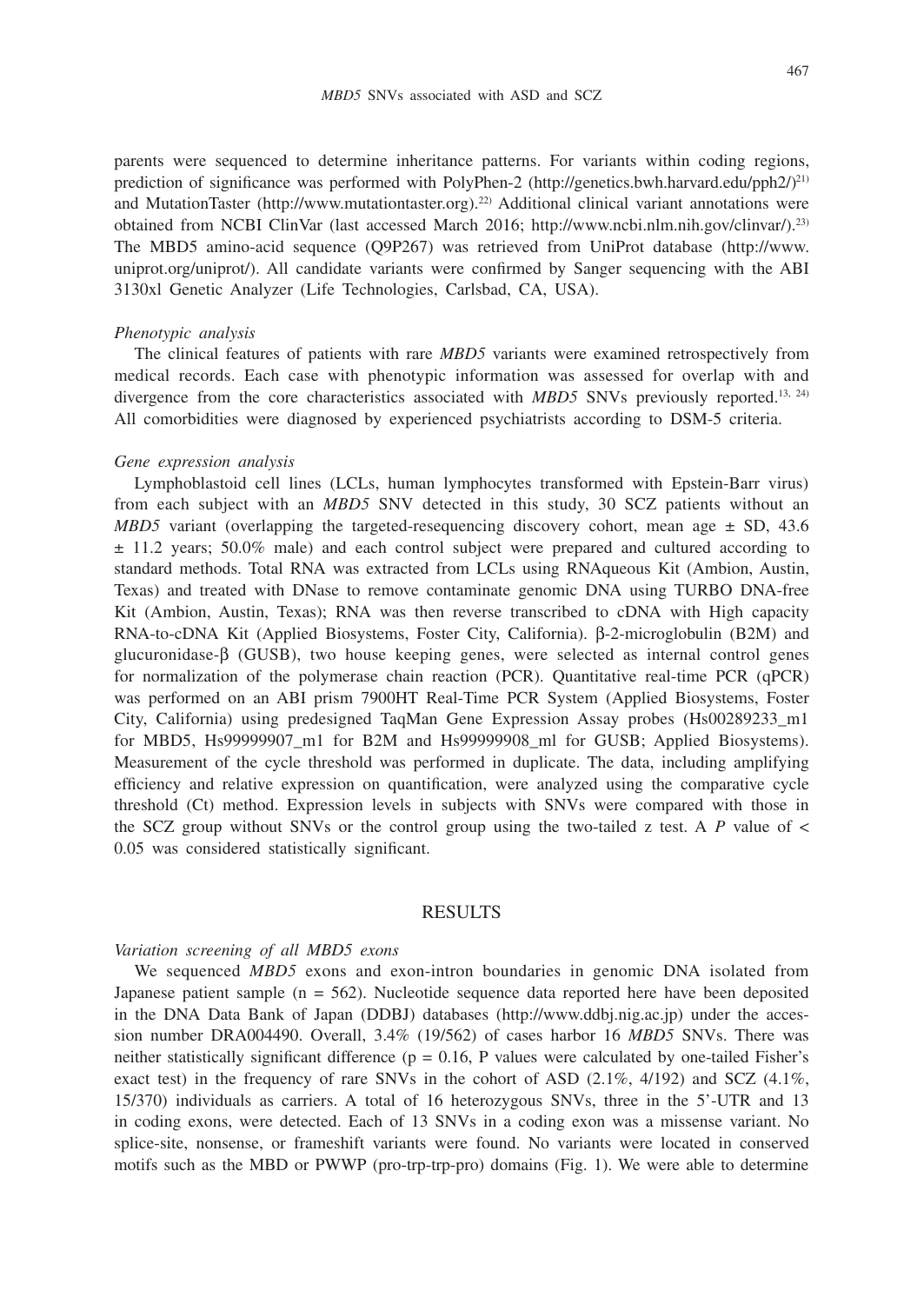parents were sequenced to determine inheritance patterns. For variants within coding regions, prediction of significance was performed with PolyPhen-2 (http://genetics.bwh.harvard.edu/pph2/)[21] and MutationTaster (http://www.mutationtaster.org).[22] Additional clinical variant annotations were obtained from NCBI ClinVar (last accessed March 2016; http://www.ncbi.nlm.nih.gov/clinvar/).[23] The MBD5 amino-acid sequence (Q9P267) was retrieved from UniProt database (http://www.uniprot.org/uniprot/). All candidate variants were confirmed by Sanger sequencing with the ABI 3130xl Genetic Analyzer (Life Technologies, Carlsbad, CA, USA).

### *Phenotypic analysis*

The clinical features of patients with rare *MBD5* variants were examined retrospectively from medical records. Each case with phenotypic information was assessed for overlap with and divergence from the core characteristics associated with *MBD5* SNVs previously reported.[13, 24] All comorbidities were diagnosed by experienced psychiatrists according to DSM-5 criteria.

### *Gene expression analysis*

Lymphoblastoid cell lines (LCLs, human lymphocytes transformed with Epstein-Barr virus) from each subject with an *MBD5* SNV detected in this study, 30 SCZ patients without an *MBD5* variant (overlapping the targeted-resequencing discovery cohort, mean age ± SD, 43.6 ± 11.2 years; 50.0% male) and each control subject were prepared and cultured according to standard methods. Total RNA was extracted from LCLs using RNAqueous Kit (Ambion, Austin, Texas) and treated with DNase to remove contaminate genomic DNA using TURBO DNA-free Kit (Ambion, Austin, Texas); RNA was then reverse transcribed to cDNA with High capacity RNA-to-cDNA Kit (Applied Biosystems, Foster City, California). β-2-microglobulin (B2M) and glucuronidase-β (GUSB), two house keeping genes, were selected as internal control genes for normalization of the polymerase chain reaction (PCR). Quantitative real-time PCR (qPCR) was performed on an ABI prism 7900HT Real-Time PCR System (Applied Biosystems, Foster City, California) using predesigned TaqMan Gene Expression Assay probes (Hs00289233_m1 for MBD5, Hs99999907_m1 for B2M and Hs99999908_ml for GUSB; Applied Biosystems). Measurement of the cycle threshold was performed in duplicate. The data, including amplifying efficiency and relative expression on quantification, were analyzed using the comparative cycle threshold (Ct) method. Expression levels in subjects with SNVs were compared with those in the SCZ group without SNVs or the control group using the two-tailed z test. A $P$ value of $< 0.05$ was considered statistically significant.

## RESULTS

### *Variation screening of all MBD5 exons*

We sequenced *MBD5* exons and exon-intron boundaries in genomic DNA isolated from Japanese patient sample (n = 562). Nucleotide sequence data reported here have been deposited in the DNA Data Bank of Japan (DDBJ) databases (http://www.ddbj.nig.ac.jp) under the accession number DRA004490. Overall, 3.4% (19/562) of cases harbor 16 *MBD5* SNVs. There was neither statistically significant difference ($p = 0.16$, P values were calculated by one-tailed Fisher's exact test) in the frequency of rare SNVs in the cohort of ASD (2.1%, 4/192) and SCZ (4.1%, 15/370) individuals as carriers. A total of 16 heterozygous SNVs, three in the 5'-UTR and 13 in coding exons, were detected. Each of 13 SNVs in a coding exon was a missense variant. No splice-site, nonsense, or frameshift variants were found. No variants were located in conserved motifs such as the MBD or PWWP (pro-trp-trp-pro) domains (Fig. 1). We were able to determine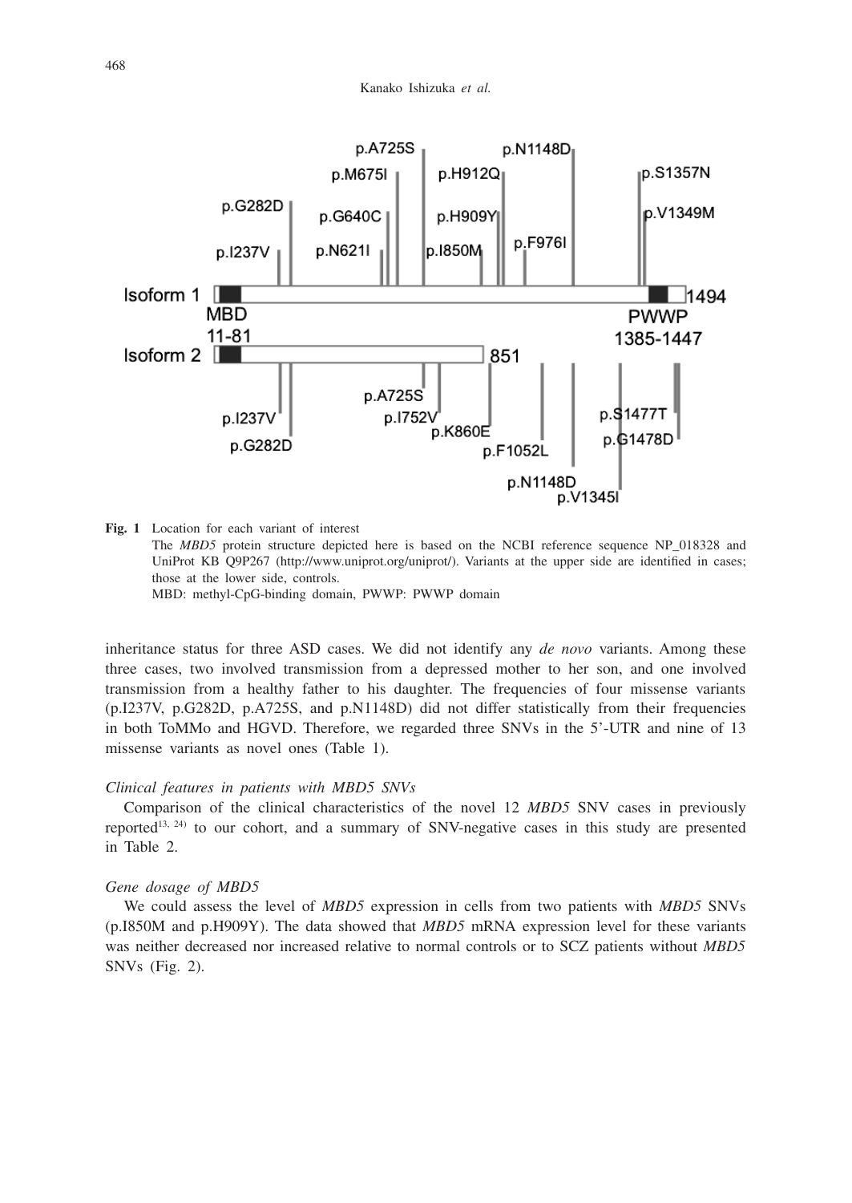**Fig. 1** Location for each variant of interest

The *MBD5* protein structure depicted here is based on the NCBI reference sequence NP_018328 and UniProt KB Q9P267 (http://www.uniprot.org/uniprot/). Variants at the upper side are identified in cases; those at the lower side, controls.

MBD: methyl-CpG-binding domain, PWWP: PWWP domain

inheritance status for three ASD cases. We did not identify any *de novo* variants. Among these three cases, two involved transmission from a depressed mother to her son, and one involved transmission from a healthy father to his daughter. The frequencies of four missense variants (p.I237V, p.G282D, p.A725S, and p.N1148D) did not differ statistically from their frequencies in both ToMMo and HGVD. Therefore, we regarded three SNVs in the 5'-UTR and nine of 13 missense variants as novel ones (Table 1).

### *Clinical features in patients with MBD5 SNVs*

Comparison of the clinical characteristics of the novel 12 *MBD5* SNV cases in previously reported[13, 24] to our cohort, and a summary of SNV-negative cases in this study are presented in Table 2.

### *Gene dosage of MBD5*

We could assess the level of *MBD5* expression in cells from two patients with *MBD5* SNVs (p.I850M and p.H909Y). The data showed that *MBD5* mRNA expression level for these variants was neither decreased nor increased relative to normal controls or to SCZ patients without *MBD5* SNVs (Fig. 2).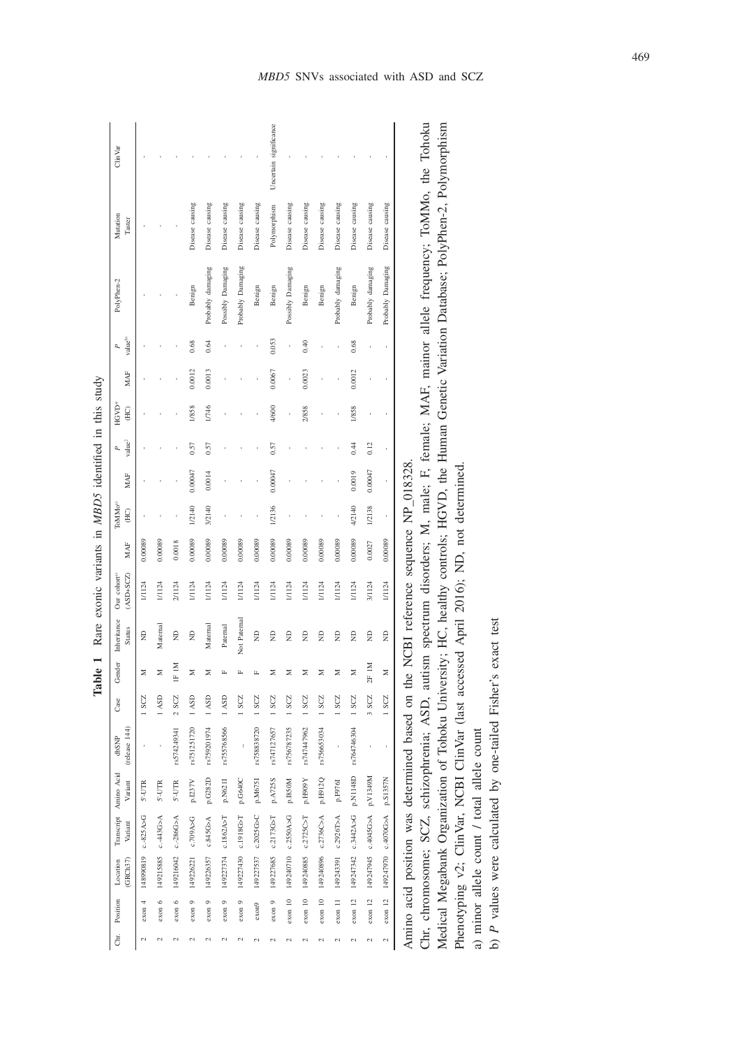**Table 1** Rare exonic variants in *MBD5* identified in this study

| Chr. | Position | Location (GRCh37) | Transcript Variant | Amino Acid Variant | dbSNP (release 144) | Case | Gender | Inheritance Status | Our cohort[a] (ASD+SCZ) | MAF | ToMMo[a] (HC) | MAF | *P* value[b] | HGVD[a] (HC) | MAF | *P* value[b] | PolyPhen-2 | Mutation Taster | ClinVar |
|---|---|---|---|---|---|---|---|---|---|---|---|---|---|---|---|---|---|---|---|
| 2 | exon 4 | 148990819 | c.-825A>G | 5'-UTR | - | 1 SCZ | M | ND | 1/1124 | 0.00089 | - | - | - | - | - | - | - | - | - |
| 2 | exon 6 | 149215885 | c.-443G>A | 5'-UTR | - | 1 ASD | M | Maternal | 1/1124 | 0.00089 | - | - | - | - | - | - | - | - | - |
| 2 | exon 6 | 149216042 | c.-286G>A | 5'-UTR | rs574249341 | 2 SCZ | 1F 1M | ND | 2/1124 | 0.0018 | - | - | - | - | - | - | - | - | - |
| 2 | exon 9 | 149226221 | c.709A>G | p.I237V | rs751251720 | 1 ASD | M | ND | 1/1124 | 0.00089 | 1/2140 | 0.00047 | 0.57 | 1/858 | 0.0012 | 0.68 | Benign | Disease causing | - |
| 2 | exon 9 | 149226357 | c.845G>A | p.G282D | rs759201974 | 1 ASD | M | Maternal | 1/1124 | 0.00089 | 3/2140 | 0.0014 | 0.57 | 1/746 | 0.0013 | 0.64 | Probably damaging | Disease causing | - |
| 2 | exon 9 | 149227374 | c.1862A>T | p.N621I | rs755768566 | 1 ASD | F | Paternal | 1/1124 | 0.00089 | - | - | - | - | - | - | Possibly Damaging | Disease causing | - |
| 2 | exon 9 | 149227430 | c.1918G>T | p.G640C | - | 1 SCZ | F | Not Paternal | 1/1124 | 0.00089 | - | - | - | - | - | - | Probably Damaging | Disease causing | - |
| 2 | exon9 | 149227537 | c.2025G>C | p.M675I | rs758838720 | 1 SCZ | F | ND | 1/1124 | 0.00089 | - | - | - | - | - | - | Benign | Disease causing | - |
| 2 | exon 9 | 149227685 | c.2173G>T | p.A725S | rs747127657 | 1 SCZ | M | ND | 1/1124 | 0.00089 | 1/2136 | 0.00047 | 0.57 | 4/600 | 0.0067 | 0.053 | Benign | Polymorphism | Uncertain significance |
| 2 | exon 10 | 149240710 | c.2550A>G | p.I850M | rs756787235 | 1 SCZ | M | ND | 1/1124 | 0.00089 | - | - | - | - | - | - | Possibly Damaging | Disease causing | - |
| 2 | exon 10 | 149240885 | c.2725C>T | p.H909Y | rs747447962 | 1 SCZ | M | ND | 1/1124 | 0.00089 | - | - | - | 2/858 | 0.0023 | 0.40 | Benign | Disease causing | - |
| 2 | exon 10 | 149240896 | c.2736C>A | p.H912Q | rs756653034 | 1 SCZ | M | ND | 1/1124 | 0.00089 | - | - | - | - | - | - | Benign | Disease causing | - |
| 2 | exon 11 | 149243391 | c.2926T>A | p.F976I | - | 1 SCZ | M | ND | 1/1124 | 0.00089 | - | - | - | - | - | - | Probably damaging | Disease causing | - |
| 2 | exon 12 | 149247342 | c.3442A>G | p.N1148D | rs764746304 | 1 SCZ | M | ND | 1/1124 | 0.00089 | 4/2140 | 0.0019 | 0.44 | 1/858 | 0.0012 | 0.68 | Benign | Disease causing | - |
| 2 | exon 12 | 149247945 | c.4045G>A | p.V1349M | - | 3 SCZ | 2F 1M | ND | 3/1124 | 0.0027 | 1/2138 | 0.00047 | 0.12 | - | - | - | Probably damaging | Disease causing | - |
| 2 | exon 12 | 149247970 | c.4070G>A | p.S1357N | - | 1 SCZ | M | ND | 1/1124 | 0.00089 | - | - | - | - | - | - | Probably Damaging | Disease causing | - |

Amino acid position was determined based on the NCBI reference sequence NP_018328.

Chr, chromosome; SCZ, schizophrenia; ASD, autism spectrum disorders; M, male; F, female; MAF, mainor allele frequency; ToMMo, the Tohoku Medical Megabank Organization of Tohoku University; HC, healthy controls; HGVD, the Human Genetic Variation Database; PolyPhen-2, Polymorphism Phenotyping v2; ClinVar, NCBI ClinVar (last accessed April 2016); ND, not determined.

a) minor allele count / total allele count

b) *P* values were calculated by one-tailed Fisher's exact test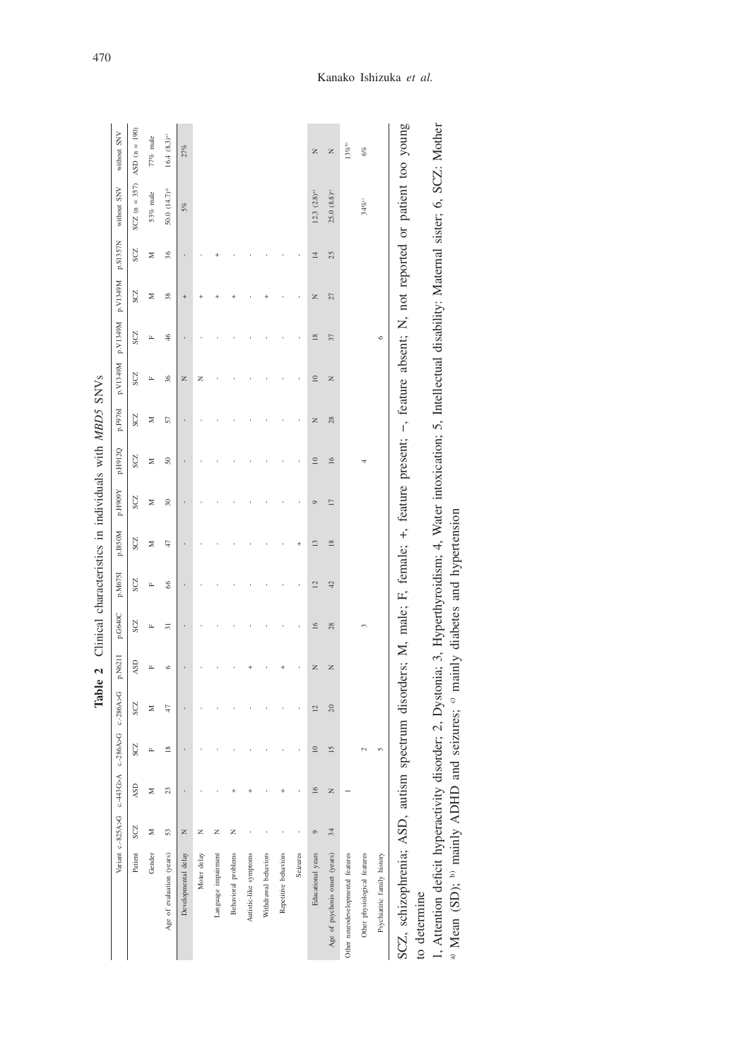**Table 2** Clinical characteristics in individuals with *MBD5* SNVs

| Variant | c.-825A>G | c.-443G>A | c.-286A>G | c.-286A>G | p.N621I | p.G640C | p.M675I | p.I850M | p.H909Y | p.H912Q | p.I976I | p.V1349M | p.V1349M | p.V1349M | p.S1357N | without SNV | without SNV |
|---|---|---|---|---|---|---|---|---|---|---|---|---|---|---|---|---|---|
| Patient | SCZ | ASD | SCZ | SCZ | ASD | SCZ | SCZ | SCZ | SCZ | SCZ | SCZ | SCZ | SCZ | SCZ | SCZ | SCZ (n = 357) | ASD (n = 190) |
| Gender | M | M | F | M | F | F | F | M | M | M | M | F | F | M | M | 53% male | 77% male |
| Age of evaluation (years) | 53 | 23 | 18 | 47 | 6 | 31 | 66 | 47 | 30 | 50 | 57 | 36 | 46 | 38 | 36 | 50.0 (14.7)[a] | 16.4 (8.3)[a] |
| Developmental delay | N | - | - | - | - | - | - | - | - | - | - | N | - | + | - | 5% | 27% |
| Motor delay | N | - | - | - | - | - | - | - | - | - | - | N | - | + | - | | |
| Language impairment | N | - | - | - | - | - | - | - | - | - | - | - | - | + | + | | |
| Behavioral problems | N | + | - | - | - | - | - | - | - | - | - | - | - | + | - | | |
| Autistic-like symptoms | - | + | - | - | + | - | - | - | - | - | - | - | - | - | - | | |
| Withdrawal behaviors | - | - | - | - | - | - | - | - | - | - | - | - | - | + | - | | |
| Repetitive behaviors | - | + | - | - | + | - | - | - | - | - | - | - | - | - | - | | |
| Seizures | - | - | - | - | - | - | - | + | - | - | - | - | - | - | - | | |
| Educational years | 9 | 16 | 10 | 12 | N | 16 | 12 | 13 | 9 | 10 | N | 10 | 18 | N | 14 | 12.3 (2.8)[a] | N |
| Age of psychosis onset (years) | 34 | N | 15 | 20 | N | 28 | 42 | 18 | 17 | 16 | 28 | N | 37 | 27 | 25 | 25.0 (8.8)[a] | N |
| Other neurodevelopmental features | | 1 | | | | | | | | | | | | | | | 13%[b] |
| Other physiological features | | | 2 | | | 3 | | | | 4 | | | | | | 34%[c] | 6% |
| Psychiatric family history | | | 5 | | | | | | | | | | 6 | | | | |

SCZ, schizophrenia; ASD, autism spectrum disorders; M, male; F, female; +, feature present; −, feature absent; N, not reported or patient too young to determine

1, Attention deficit hyperactivity disorder; 2, Dystonia; 3, Hyperthyroidism; 4, Water intoxication; 5, Intellectual disability: Maternal sister; 6, SCZ: Mother

[a] Mean (SD); [b] mainly ADHD and seizures; [c] mainly diabetes and hypertension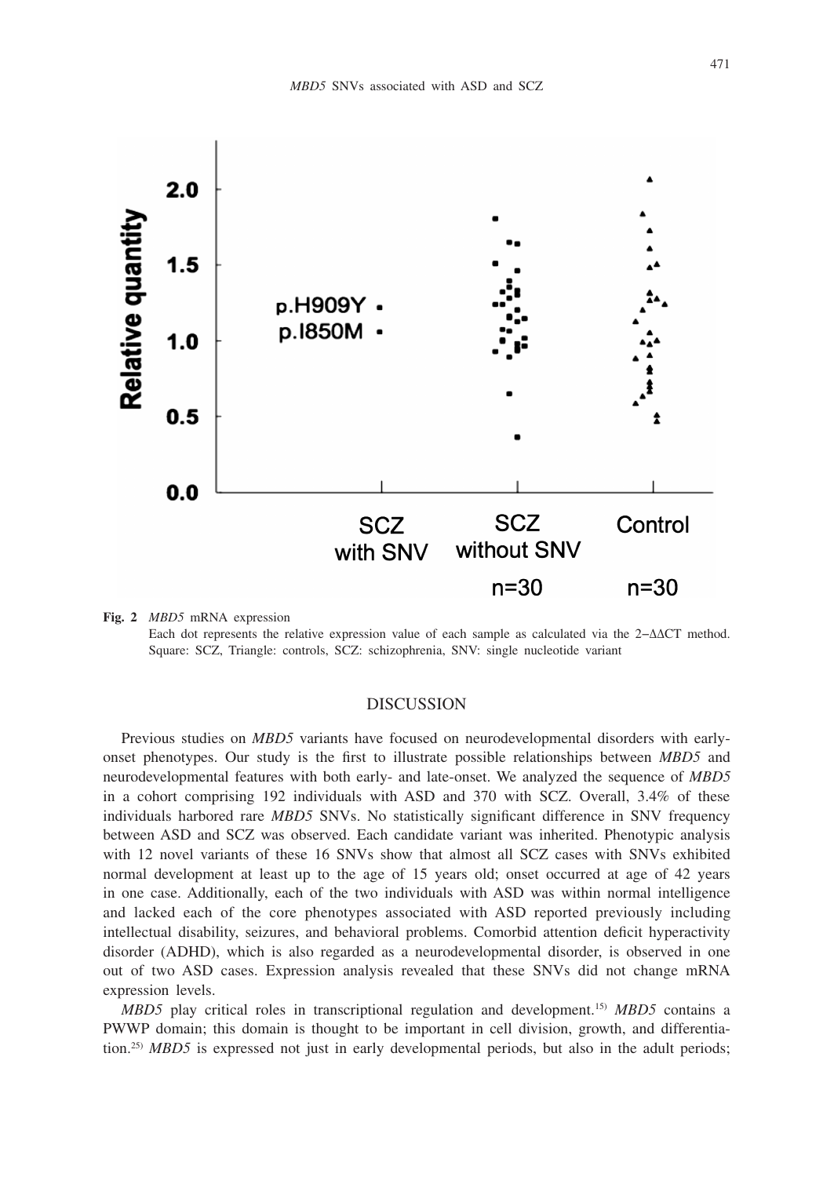**Fig. 2** *MBD5* mRNA expression
Each dot represents the relative expression value of each sample as calculated via the 2−ΔΔCT method. Square: SCZ, Triangle: controls, SCZ: schizophrenia, SNV: single nucleotide variant

## DISCUSSION

Previous studies on *MBD5* variants have focused on neurodevelopmental disorders with early-onset phenotypes. Our study is the first to illustrate possible relationships between *MBD5* and neurodevelopmental features with both early- and late-onset. We analyzed the sequence of *MBD5* in a cohort comprising 192 individuals with ASD and 370 with SCZ. Overall, 3.4% of these individuals harbored rare *MBD5* SNVs. No statistically significant difference in SNV frequency between ASD and SCZ was observed. Each candidate variant was inherited. Phenotypic analysis with 12 novel variants of these 16 SNVs show that almost all SCZ cases with SNVs exhibited normal development at least up to the age of 15 years old; onset occurred at age of 42 years in one case. Additionally, each of the two individuals with ASD was within normal intelligence and lacked each of the core phenotypes associated with ASD reported previously including intellectual disability, seizures, and behavioral problems. Comorbid attention deficit hyperactivity disorder (ADHD), which is also regarded as a neurodevelopmental disorder, is observed in one out of two ASD cases. Expression analysis revealed that these SNVs did not change mRNA expression levels.

*MBD5* play critical roles in transcriptional regulation and development.[15] *MBD5* contains a PWWP domain; this domain is thought to be important in cell division, growth, and differentiation.[25] *MBD5* is expressed not just in early developmental periods, but also in the adult periods;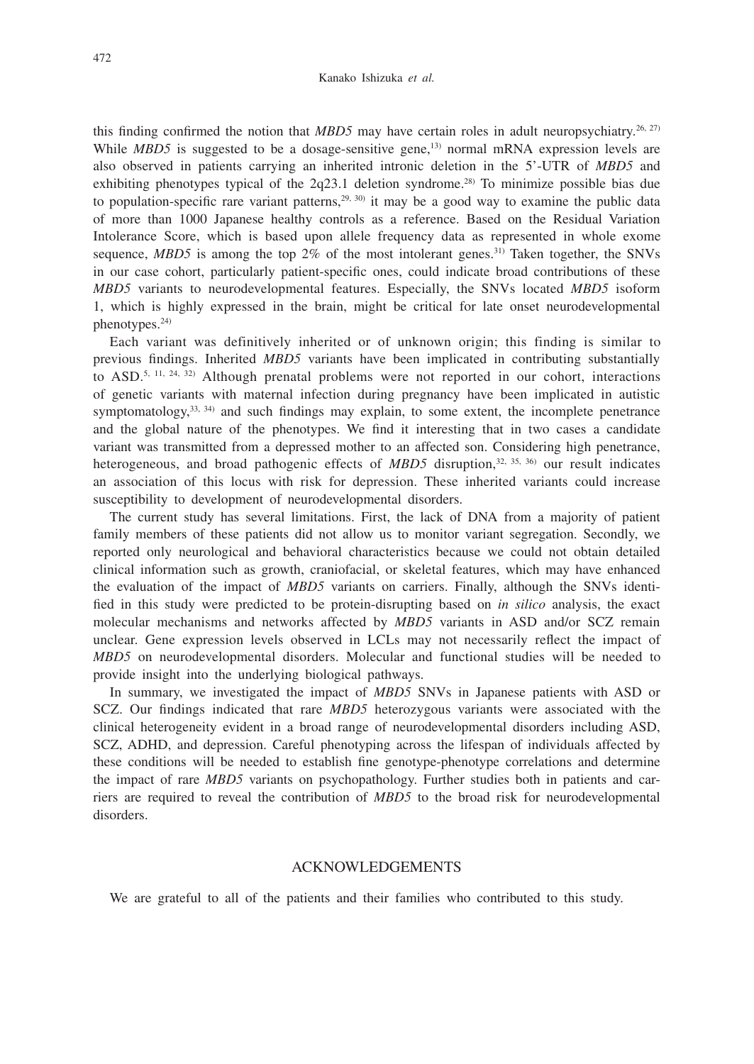this finding confirmed the notion that *MBD5* may have certain roles in adult neuropsychiatry.[26, 27] While *MBD5* is suggested to be a dosage-sensitive gene,[13] normal mRNA expression levels are also observed in patients carrying an inherited intronic deletion in the 5'-UTR of *MBD5* and exhibiting phenotypes typical of the 2q23.1 deletion syndrome.[28] To minimize possible bias due to population-specific rare variant patterns,[29, 30] it may be a good way to examine the public data of more than 1000 Japanese healthy controls as a reference. Based on the Residual Variation Intolerance Score, which is based upon allele frequency data as represented in whole exome sequence, *MBD5* is among the top 2% of the most intolerant genes.[31] Taken together, the SNVs in our case cohort, particularly patient-specific ones, could indicate broad contributions of these *MBD5* variants to neurodevelopmental features. Especially, the SNVs located *MBD5* isoform 1, which is highly expressed in the brain, might be critical for late onset neurodevelopmental phenotypes.[24]

Each variant was definitively inherited or of unknown origin; this finding is similar to previous findings. Inherited *MBD5* variants have been implicated in contributing substantially to ASD.[5, 11, 24, 32] Although prenatal problems were not reported in our cohort, interactions of genetic variants with maternal infection during pregnancy have been implicated in autistic symptomatology,[33, 34] and such findings may explain, to some extent, the incomplete penetrance and the global nature of the phenotypes. We find it interesting that in two cases a candidate variant was transmitted from a depressed mother to an affected son. Considering high penetrance, heterogeneous, and broad pathogenic effects of *MBD5* disruption,[32, 35, 36] our result indicates an association of this locus with risk for depression. These inherited variants could increase susceptibility to development of neurodevelopmental disorders.

The current study has several limitations. First, the lack of DNA from a majority of patient family members of these patients did not allow us to monitor variant segregation. Secondly, we reported only neurological and behavioral characteristics because we could not obtain detailed clinical information such as growth, craniofacial, or skeletal features, which may have enhanced the evaluation of the impact of *MBD5* variants on carriers. Finally, although the SNVs identified in this study were predicted to be protein-disrupting based on *in silico* analysis, the exact molecular mechanisms and networks affected by *MBD5* variants in ASD and/or SCZ remain unclear. Gene expression levels observed in LCLs may not necessarily reflect the impact of *MBD5* on neurodevelopmental disorders. Molecular and functional studies will be needed to provide insight into the underlying biological pathways.

In summary, we investigated the impact of *MBD5* SNVs in Japanese patients with ASD or SCZ. Our findings indicated that rare *MBD5* heterozygous variants were associated with the clinical heterogeneity evident in a broad range of neurodevelopmental disorders including ASD, SCZ, ADHD, and depression. Careful phenotyping across the lifespan of individuals affected by these conditions will be needed to establish fine genotype-phenotype correlations and determine the impact of rare *MBD5* variants on psychopathology. Further studies both in patients and carriers are required to reveal the contribution of *MBD5* to the broad risk for neurodevelopmental disorders.

## ACKNOWLEDGEMENTS

We are grateful to all of the patients and their families who contributed to this study.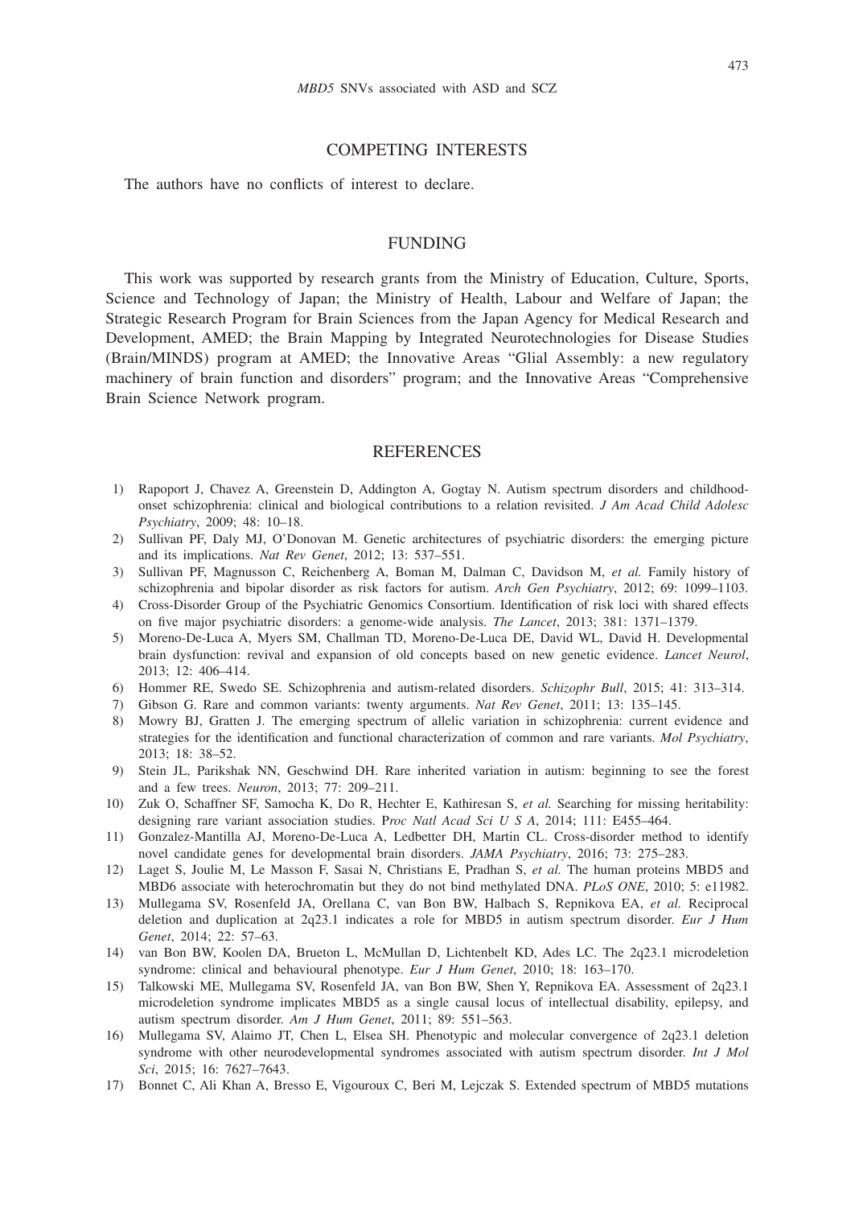## COMPETING INTERESTS

The authors have no conflicts of interest to declare.

## FUNDING

This work was supported by research grants from the Ministry of Education, Culture, Sports, Science and Technology of Japan; the Ministry of Health, Labour and Welfare of Japan; the Strategic Research Program for Brain Sciences from the Japan Agency for Medical Research and Development, AMED; the Brain Mapping by Integrated Neurotechnologies for Disease Studies (Brain/MINDS) program at AMED; the Innovative Areas "Glial Assembly: a new regulatory machinery of brain function and disorders" program; and the Innovative Areas "Comprehensive Brain Science Network program.

## REFERENCES

1) Rapoport J, Chavez A, Greenstein D, Addington A, Gogtay N. Autism spectrum disorders and childhood-onset schizophrenia: clinical and biological contributions to a relation revisited. *J Am Acad Child Adolesc Psychiatry*, 2009; 48: 10–18.
2) Sullivan PF, Daly MJ, O'Donovan M. Genetic architectures of psychiatric disorders: the emerging picture and its implications. *Nat Rev Genet*, 2012; 13: 537–551.
3) Sullivan PF, Magnusson C, Reichenberg A, Boman M, Dalman C, Davidson M, *et al.* Family history of schizophrenia and bipolar disorder as risk factors for autism. *Arch Gen Psychiatry*, 2012; 69: 1099–1103.
4) Cross-Disorder Group of the Psychiatric Genomics Consortium. Identification of risk loci with shared effects on five major psychiatric disorders: a genome-wide analysis. *The Lancet*, 2013; 381: 1371–1379.
5) Moreno-De-Luca A, Myers SM, Challman TD, Moreno-De-Luca DE, David WL, David H. Developmental brain dysfunction: revival and expansion of old concepts based on new genetic evidence. *Lancet Neurol*, 2013; 12: 406–414.
6) Hommer RE, Swedo SE. Schizophrenia and autism-related disorders. *Schizophr Bull*, 2015; 41: 313–314.
7) Gibson G. Rare and common variants: twenty arguments. *Nat Rev Genet*, 2011; 13: 135–145.
8) Mowry BJ, Gratten J. The emerging spectrum of allelic variation in schizophrenia: current evidence and strategies for the identification and functional characterization of common and rare variants. *Mol Psychiatry*, 2013; 18: 38–52.
9) Stein JL, Parikshak NN, Geschwind DH. Rare inherited variation in autism: beginning to see the forest and a few trees. *Neuron*, 2013; 77: 209–211.
10) Zuk O, Schaffner SF, Samocha K, Do R, Hechter E, Kathiresan S, *et al.* Searching for missing heritability: designing rare variant association studies. P*roc Natl Acad Sci U S A*, 2014; 111: E455–464.
11) Gonzalez-Mantilla AJ, Moreno-De-Luca A, Ledbetter DH, Martin CL. Cross-disorder method to identify novel candidate genes for developmental brain disorders. *JAMA Psychiatry*, 2016; 73: 275–283.
12) Laget S, Joulie M, Le Masson F, Sasai N, Christians E, Pradhan S, *et al.* The human proteins MBD5 and MBD6 associate with heterochromatin but they do not bind methylated DNA. *PLoS ONE*, 2010; 5: e11982.
13) Mullegama SV, Rosenfeld JA, Orellana C, van Bon BW, Halbach S, Repnikova EA, *et al.* Reciprocal deletion and duplication at 2q23.1 indicates a role for MBD5 in autism spectrum disorder. *Eur J Hum Genet*, 2014; 22: 57–63.
14) van Bon BW, Koolen DA, Brueton L, McMullan D, Lichtenbelt KD, Ades LC. The 2q23.1 microdeletion syndrome: clinical and behavioural phenotype. *Eur J Hum Genet*, 2010; 18: 163–170.
15) Talkowski ME, Mullegama SV, Rosenfeld JA, van Bon BW, Shen Y, Repnikova EA. Assessment of 2q23.1 microdeletion syndrome implicates MBD5 as a single causal locus of intellectual disability, epilepsy, and autism spectrum disorder. *Am J Hum Genet*, 2011; 89: 551–563.
16) Mullegama SV, Alaimo JT, Chen L, Elsea SH. Phenotypic and molecular convergence of 2q23.1 deletion syndrome with other neurodevelopmental syndromes associated with autism spectrum disorder. *Int J Mol Sci*, 2015; 16: 7627–7643.
17) Bonnet C, Ali Khan A, Bresso E, Vigouroux C, Beri M, Lejczak S. Extended spectrum of MBD5 mutations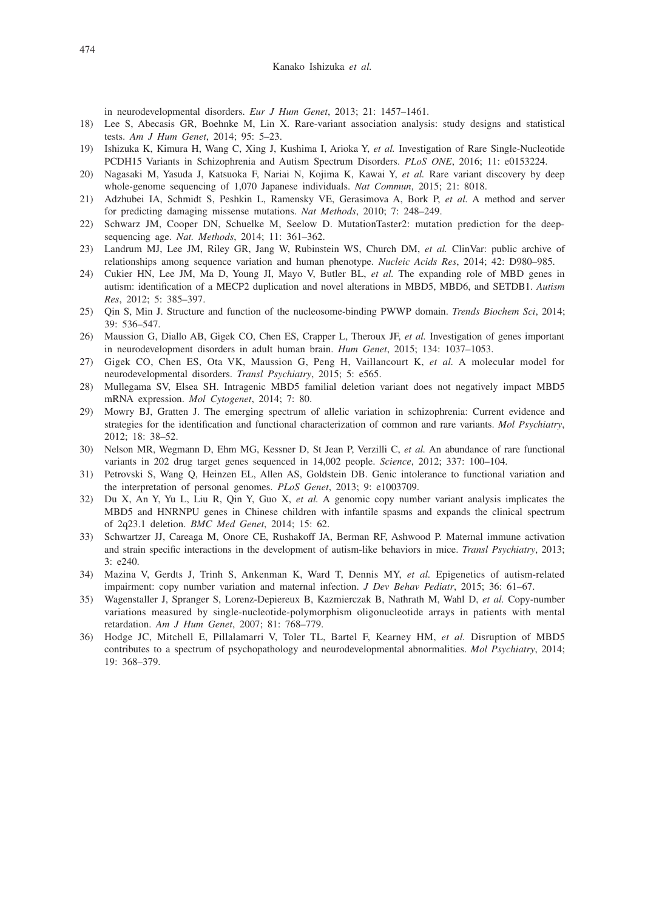in neurodevelopmental disorders. *Eur J Hum Genet*, 2013; 21: 1457–1461.

18) Lee S, Abecasis GR, Boehnke M, Lin X. Rare-variant association analysis: study designs and statistical tests. *Am J Hum Genet*, 2014; 95: 5–23.
19) Ishizuka K, Kimura H, Wang C, Xing J, Kushima I, Arioka Y, *et al.* Investigation of Rare Single-Nucleotide PCDH15 Variants in Schizophrenia and Autism Spectrum Disorders. *PLoS ONE*, 2016; 11: e0153224.
20) Nagasaki M, Yasuda J, Katsuoka F, Nariai N, Kojima K, Kawai Y, *et al.* Rare variant discovery by deep whole-genome sequencing of 1,070 Japanese individuals. *Nat Commun*, 2015; 21: 8018.
21) Adzhubei IA, Schmidt S, Peshkin L, Ramensky VE, Gerasimova A, Bork P, *et al.* A method and server for predicting damaging missense mutations. *Nat Methods*, 2010; 7: 248–249.
22) Schwarz JM, Cooper DN, Schuelke M, Seelow D. MutationTaster2: mutation prediction for the deep-sequencing age. *Nat. Methods*, 2014; 11: 361–362.
23) Landrum MJ, Lee JM, Riley GR, Jang W, Rubinstein WS, Church DM, *et al.* ClinVar: public archive of relationships among sequence variation and human phenotype. *Nucleic Acids Res*, 2014; 42: D980–985.
24) Cukier HN, Lee JM, Ma D, Young JI, Mayo V, Butler BL, *et al.* The expanding role of MBD genes in autism: identification of a MECP2 duplication and novel alterations in MBD5, MBD6, and SETDB1. *Autism Res*, 2012; 5: 385–397.
25) Qin S, Min J. Structure and function of the nucleosome-binding PWWP domain. *Trends Biochem Sci*, 2014; 39: 536–547.
26) Maussion G, Diallo AB, Gigek CO, Chen ES, Crapper L, Theroux JF, *et al.* Investigation of genes important in neurodevelopment disorders in adult human brain. *Hum Genet*, 2015; 134: 1037–1053.
27) Gigek CO, Chen ES, Ota VK, Maussion G, Peng H, Vaillancourt K, *et al.* A molecular model for neurodevelopmental disorders. *Transl Psychiatry*, 2015; 5: e565.
28) Mullegama SV, Elsea SH. Intragenic MBD5 familial deletion variant does not negatively impact MBD5 mRNA expression. *Mol Cytogenet*, 2014; 7: 80.
29) Mowry BJ, Gratten J. The emerging spectrum of allelic variation in schizophrenia: Current evidence and strategies for the identification and functional characterization of common and rare variants. *Mol Psychiatry*, 2012; 18: 38–52.
30) Nelson MR, Wegmann D, Ehm MG, Kessner D, St Jean P, Verzilli C, *et al.* An abundance of rare functional variants in 202 drug target genes sequenced in 14,002 people. *Science*, 2012; 337: 100–104.
31) Petrovski S, Wang Q, Heinzen EL, Allen AS, Goldstein DB. Genic intolerance to functional variation and the interpretation of personal genomes. *PLoS Genet*, 2013; 9: e1003709.
32) Du X, An Y, Yu L, Liu R, Qin Y, Guo X, *et al.* A genomic copy number variant analysis implicates the MBD5 and HNRNPU genes in Chinese children with infantile spasms and expands the clinical spectrum of 2q23.1 deletion. *BMC Med Genet*, 2014; 15: 62.
33) Schwartzer JJ, Careaga M, Onore CE, Rushakoff JA, Berman RF, Ashwood P. Maternal immune activation and strain specific interactions in the development of autism-like behaviors in mice. *Transl Psychiatry*, 2013; 3: e240.
34) Mazina V, Gerdts J, Trinh S, Ankenman K, Ward T, Dennis MY, *et al.* Epigenetics of autism-related impairment: copy number variation and maternal infection. *J Dev Behav Pediatr*, 2015; 36: 61–67.
35) Wagenstaller J, Spranger S, Lorenz-Depiereux B, Kazmierczak B, Nathrath M, Wahl D, *et al.* Copy-number variations measured by single-nucleotide-polymorphism oligonucleotide arrays in patients with mental retardation. *Am J Hum Genet*, 2007; 81: 768–779.
36) Hodge JC, Mitchell E, Pillalamarri V, Toler TL, Bartel F, Kearney HM, *et al.* Disruption of MBD5 contributes to a spectrum of psychopathology and neurodevelopmental abnormalities. *Mol Psychiatry*, 2014; 19: 368–379.